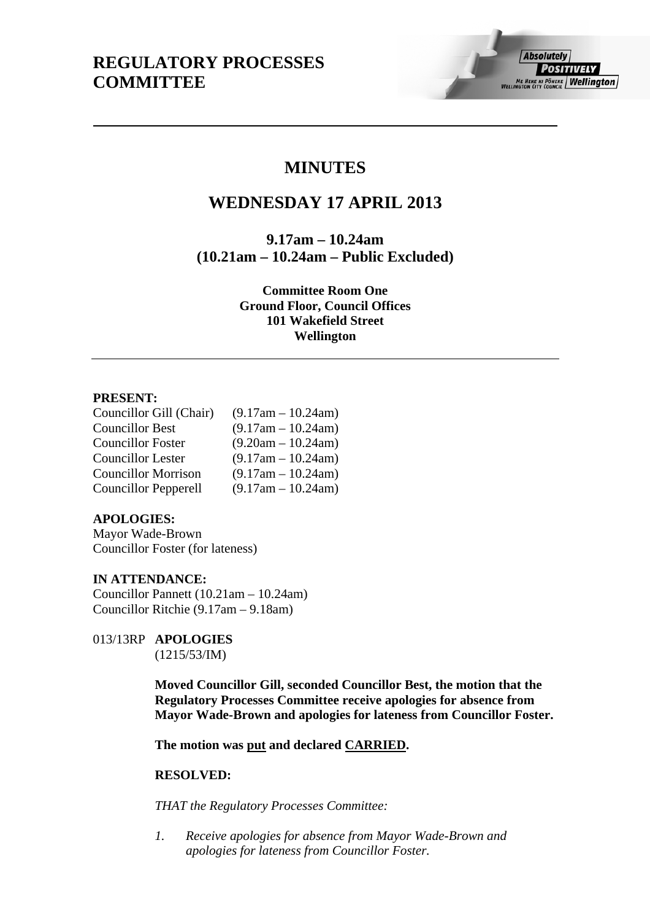# REGULATORY PROCESSES COMMITTEE

## MINUTES

## WEDNESDAY 17 APRIL 2013

### 9.17am – 10.24am
### (10.21am – 10.24am – Public Excluded)

**Committee Room One**
**Ground Floor, Council Offices**
**101 Wakefield Street**
**Wellington**

---

**PRESENT:**

| | |
|---|---|
| Councillor Gill (Chair) | (9.17am – 10.24am) |
| Councillor Best | (9.17am – 10.24am) |
| Councillor Foster | (9.20am – 10.24am) |
| Councillor Lester | (9.17am – 10.24am) |
| Councillor Morrison | (9.17am – 10.24am) |
| Councillor Pepperell | (9.17am – 10.24am) |

**APOLOGIES:**
Mayor Wade-Brown
Councillor Foster (for lateness)

**IN ATTENDANCE:**
Councillor Pannett (10.21am – 10.24am)
Councillor Ritchie (9.17am – 9.18am)

013/13RP **APOLOGIES**
(1215/53/IM)

**Moved Councillor Gill, seconded Councillor Best, the motion that the Regulatory Processes Committee receive apologies for absence from Mayor Wade-Brown and apologies for lateness from Councillor Foster.**

**The motion was put and declared CARRIED.**

**RESOLVED:**

*THAT the Regulatory Processes Committee:*

1. *Receive apologies for absence from Mayor Wade-Brown and apologies for lateness from Councillor Foster.*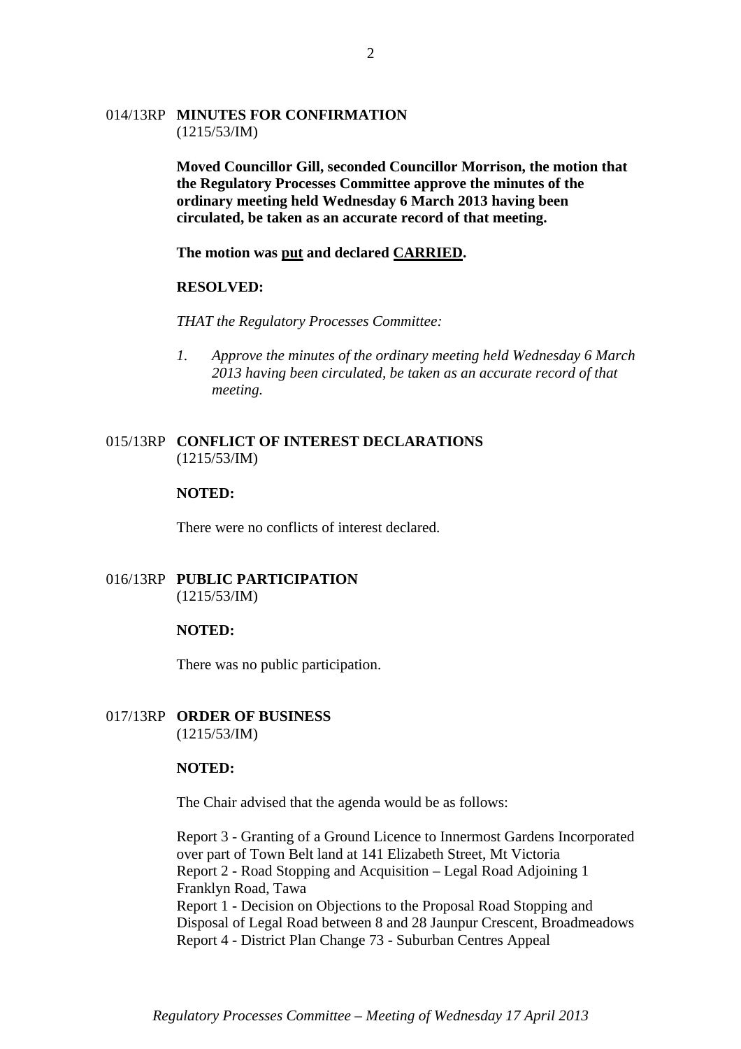014/13RP **MINUTES FOR CONFIRMATION**
(1215/53/IM)

**Moved Councillor Gill, seconded Councillor Morrison, the motion that the Regulatory Processes Committee approve the minutes of the ordinary meeting held Wednesday 6 March 2013 having been circulated, be taken as an accurate record of that meeting.**

**The motion was <u>put</u> and declared <u>CARRIED</u>.**

**RESOLVED:**

*THAT the Regulatory Processes Committee:*

1. *Approve the minutes of the ordinary meeting held Wednesday 6 March 2013 having been circulated, be taken as an accurate record of that meeting.*

015/13RP **CONFLICT OF INTEREST DECLARATIONS**
(1215/53/IM)

**NOTED:**

There were no conflicts of interest declared.

016/13RP **PUBLIC PARTICIPATION**
(1215/53/IM)

**NOTED:**

There was no public participation.

017/13RP **ORDER OF BUSINESS**
(1215/53/IM)

**NOTED:**

The Chair advised that the agenda would be as follows:

Report 3 - Granting of a Ground Licence to Innermost Gardens Incorporated over part of Town Belt land at 141 Elizabeth Street, Mt Victoria
Report 2 - Road Stopping and Acquisition – Legal Road Adjoining 1 Franklyn Road, Tawa
Report 1 - Decision on Objections to the Proposal Road Stopping and Disposal of Legal Road between 8 and 28 Jaunpur Crescent, Broadmeadows
Report 4 - District Plan Change 73 - Suburban Centres Appeal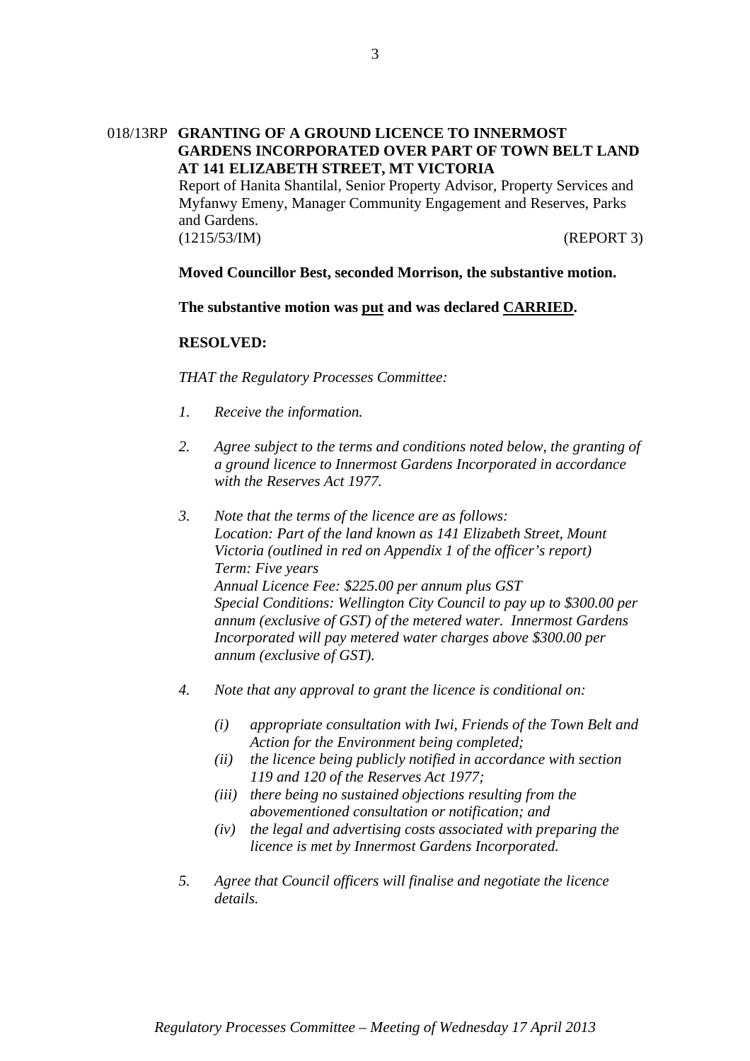018/13RP **GRANTING OF A GROUND LICENCE TO INNERMOST GARDENS INCORPORATED OVER PART OF TOWN BELT LAND AT 141 ELIZABETH STREET, MT VICTORIA**

Report of Hanita Shantilal, Senior Property Advisor, Property Services and Myfanwy Emeny, Manager Community Engagement and Reserves, Parks and Gardens.

(1215/53/IM) (REPORT 3)

**Moved Councillor Best, seconded Morrison, the substantive motion.**

**The substantive motion was <u>put</u> and was declared <u>CARRIED</u>.**

**RESOLVED:**

*THAT the Regulatory Processes Committee:*

1. *Receive the information.*
2. *Agree subject to the terms and conditions noted below, the granting of a ground licence to Innermost Gardens Incorporated in accordance with the Reserves Act 1977.*
3. *Note that the terms of the licence are as follows:*
   *Location: Part of the land known as 141 Elizabeth Street, Mount Victoria (outlined in red on Appendix 1 of the officer's report)*
   *Term: Five years*
   *Annual Licence Fee: $225.00 per annum plus GST*
   *Special Conditions: Wellington City Council to pay up to $300.00 per annum (exclusive of GST) of the metered water. Innermost Gardens Incorporated will pay metered water charges above $300.00 per annum (exclusive of GST).*
4. *Note that any approval to grant the licence is conditional on:*
   - *(i) appropriate consultation with Iwi, Friends of the Town Belt and Action for the Environment being completed;*
   - *(ii) the licence being publicly notified in accordance with section 119 and 120 of the Reserves Act 1977;*
   - *(iii) there being no sustained objections resulting from the abovementioned consultation or notification; and*
   - *(iv) the legal and advertising costs associated with preparing the licence is met by Innermost Gardens Incorporated.*
5. *Agree that Council officers will finalise and negotiate the licence details.*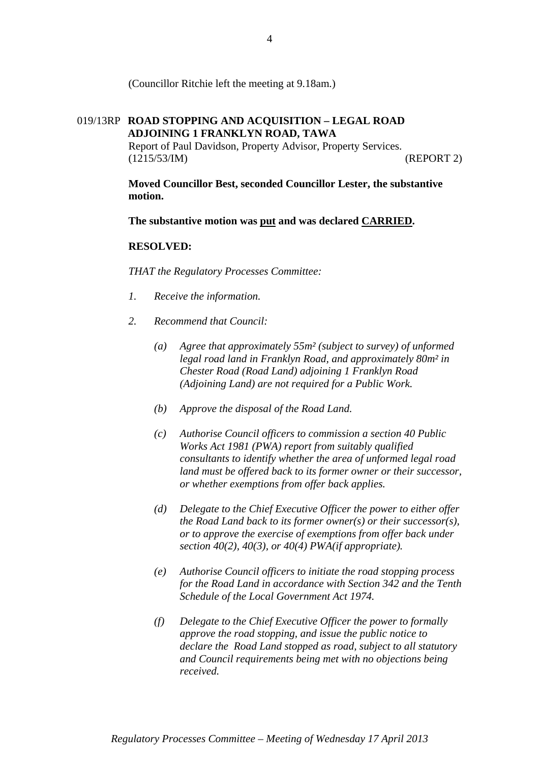(Councillor Ritchie left the meeting at 9.18am.)

019/13RP **ROAD STOPPING AND ACQUISITION – LEGAL ROAD ADJOINING 1 FRANKLYN ROAD, TAWA**

Report of Paul Davidson, Property Advisor, Property Services.
(1215/53/IM) (REPORT 2)

**Moved Councillor Best, seconded Councillor Lester, the substantive motion.**

**The substantive motion was <u>put</u> and was declared <u>CARRIED</u>.**

**RESOLVED:**

*THAT the Regulatory Processes Committee:*

1. *Receive the information.*

2. *Recommend that Council:*

   (a) *Agree that approximately 55m² (subject to survey) of unformed legal road land in Franklyn Road, and approximately 80m² in Chester Road (Road Land) adjoining 1 Franklyn Road (Adjoining Land) are not required for a Public Work.*

   (b) *Approve the disposal of the Road Land.*

   (c) *Authorise Council officers to commission a section 40 Public Works Act 1981 (PWA) report from suitably qualified consultants to identify whether the area of unformed legal road land must be offered back to its former owner or their successor, or whether exemptions from offer back applies.*

   (d) *Delegate to the Chief Executive Officer the power to either offer the Road Land back to its former owner(s) or their successor(s), or to approve the exercise of exemptions from offer back under section 40(2), 40(3), or 40(4) PWA(if appropriate).*

   (e) *Authorise Council officers to initiate the road stopping process for the Road Land in accordance with Section 342 and the Tenth Schedule of the Local Government Act 1974.*

   (f) *Delegate to the Chief Executive Officer the power to formally approve the road stopping, and issue the public notice to declare the Road Land stopped as road, subject to all statutory and Council requirements being met with no objections being received.*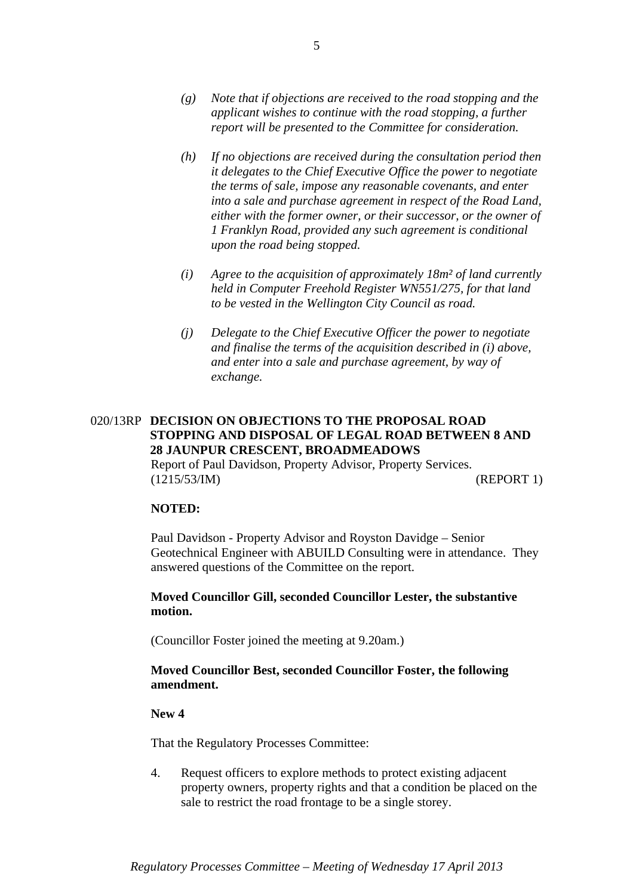*(g) Note that if objections are received to the road stopping and the applicant wishes to continue with the road stopping, a further report will be presented to the Committee for consideration.*

*(h) If no objections are received during the consultation period then it delegates to the Chief Executive Office the power to negotiate the terms of sale, impose any reasonable covenants, and enter into a sale and purchase agreement in respect of the Road Land, either with the former owner, or their successor, or the owner of 1 Franklyn Road, provided any such agreement is conditional upon the road being stopped.*

*(i) Agree to the acquisition of approximately 18m² of land currently held in Computer Freehold Register WN551/275, for that land to be vested in the Wellington City Council as road.*

*(j) Delegate to the Chief Executive Officer the power to negotiate and finalise the terms of the acquisition described in (i) above, and enter into a sale and purchase agreement, by way of exchange.*

020/13RP **DECISION ON OBJECTIONS TO THE PROPOSAL ROAD STOPPING AND DISPOSAL OF LEGAL ROAD BETWEEN 8 AND 28 JAUNPUR CRESCENT, BROADMEADOWS**

Report of Paul Davidson, Property Advisor, Property Services.
(1215/53/IM) (REPORT 1)

**NOTED:**

Paul Davidson - Property Advisor and Royston Davidge – Senior Geotechnical Engineer with ABUILD Consulting were in attendance. They answered questions of the Committee on the report.

**Moved Councillor Gill, seconded Councillor Lester, the substantive motion.**

(Councillor Foster joined the meeting at 9.20am.)

**Moved Councillor Best, seconded Councillor Foster, the following amendment.**

**New 4**

That the Regulatory Processes Committee:

4. Request officers to explore methods to protect existing adjacent property owners, property rights and that a condition be placed on the sale to restrict the road frontage to be a single storey.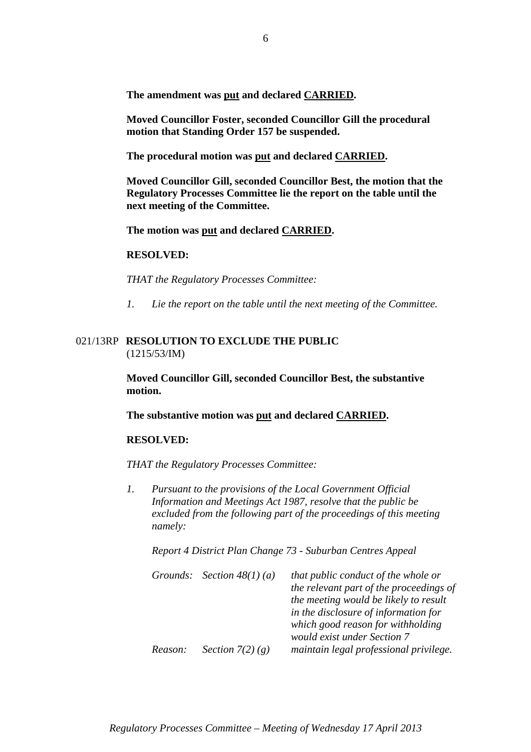**The amendment was put and declared CARRIED.**

**Moved Councillor Foster, seconded Councillor Gill the procedural motion that Standing Order 157 be suspended.**

**The procedural motion was put and declared CARRIED.**

**Moved Councillor Gill, seconded Councillor Best, the motion that the Regulatory Processes Committee lie the report on the table until the next meeting of the Committee.**

**The motion was put and declared CARRIED.**

**RESOLVED:**

*THAT the Regulatory Processes Committee:*

1. *Lie the report on the table until the next meeting of the Committee.*

## 021/13RP RESOLUTION TO EXCLUDE THE PUBLIC

(1215/53/IM)

**Moved Councillor Gill, seconded Councillor Best, the substantive motion.**

**The substantive motion was put and declared CARRIED.**

**RESOLVED:**

*THAT the Regulatory Processes Committee:*

1. *Pursuant to the provisions of the Local Government Official Information and Meetings Act 1987, resolve that the public be excluded from the following part of the proceedings of this meeting namely:*

   *Report 4 District Plan Change 73 - Suburban Centres Appeal*

   | | | |
   |---|---|---|
   | *Grounds:* | *Section 48(1) (a)* | *that public conduct of the whole or the relevant part of the proceedings of the meeting would be likely to result in the disclosure of information for which good reason for withholding would exist under Section 7* |
   | *Reason:* | *Section 7(2) (g)* | *maintain legal professional privilege.* |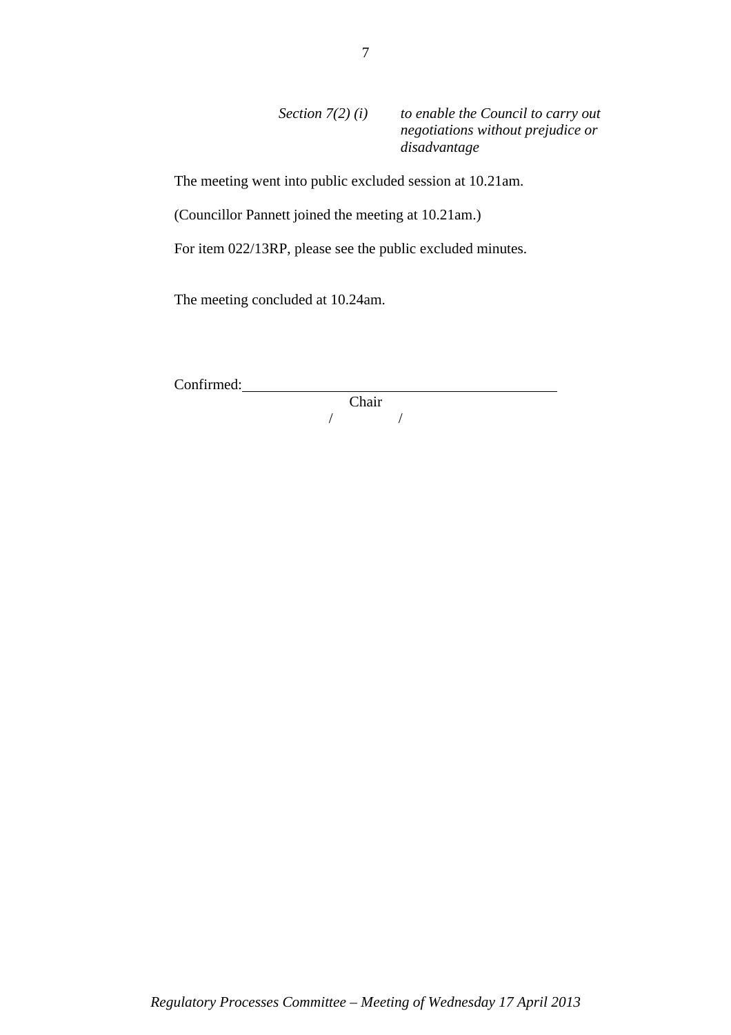*Section 7(2) (i)* *to enable the Council to carry out negotiations without prejudice or disadvantage*

The meeting went into public excluded session at 10.21am.

(Councillor Pannett joined the meeting at 10.21am.)

For item 022/13RP, please see the public excluded minutes.

The meeting concluded at 10.24am.

Confirmed: \_\_\_\_\_\_\_\_\_\_\_\_\_\_\_\_\_\_\_\_\_\_\_\_\_\_\_\_\_\_\_\_\_\_\_\_

Chair

/ /